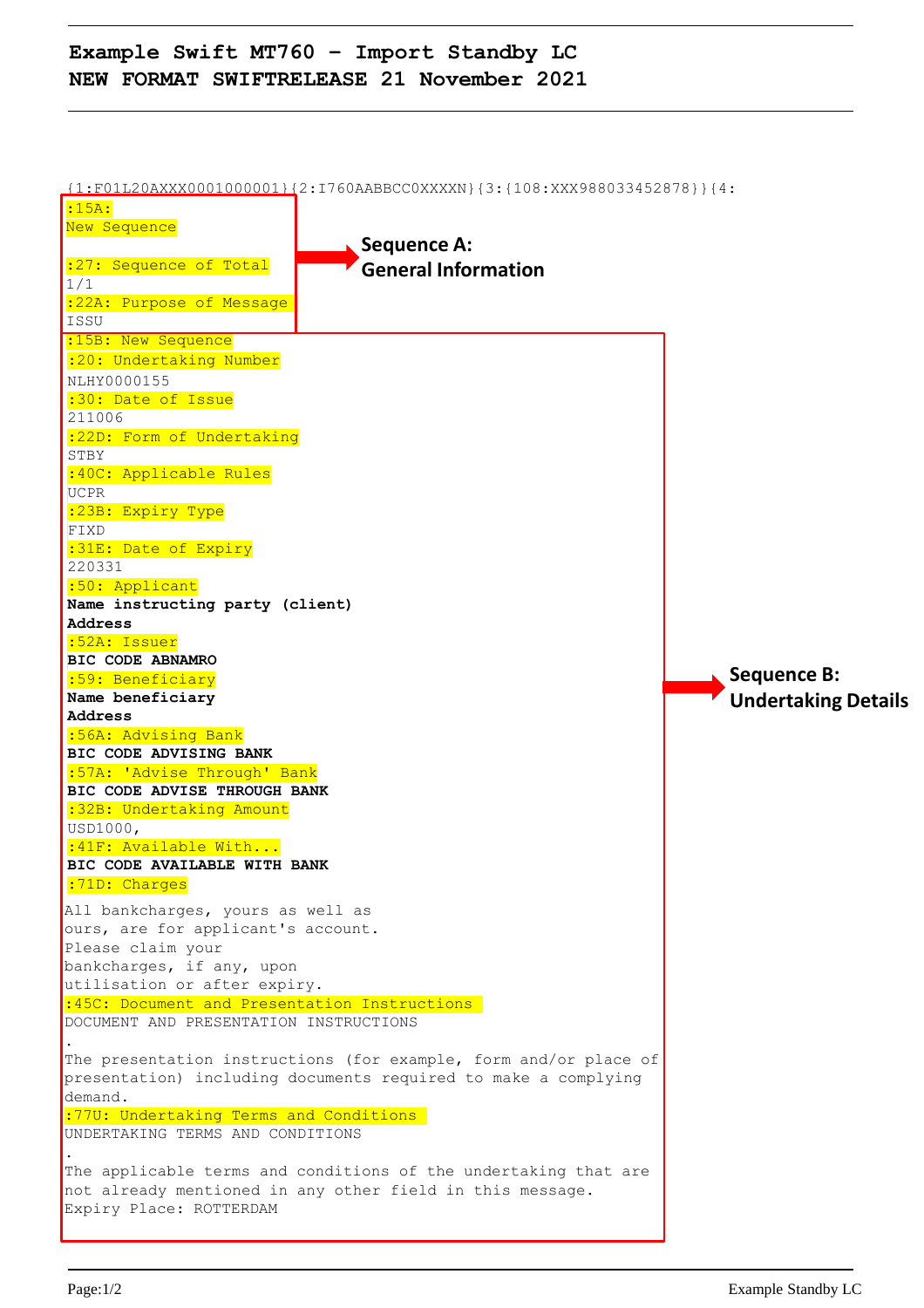# Example Swift MT760 - Import Standby LC
# NEW FORMAT SWIFTRELEASE 21 November 2021

```
{1:F01L20AXXX0001000001}{2:I760AABBCC0XXXXN}{3:{108:XXX988033452878}}{4:
:15A:
New Sequence

:27: Sequence of Total
1/1
:22A: Purpose of Message
ISSU
```

**Sequence A: General Information**

```
:15B: New Sequence
:20: Undertaking Number
NLHY0000155
:30: Date of Issue
211006
:22D: Form of Undertaking
STBY
:40C: Applicable Rules
UCPR
:23B: Expiry Type
FIXD
:31E: Date of Expiry
220331
:50: Applicant
Name instructing party (client)
Address
:52A: Issuer
BIC CODE ABNAMRO
:59: Beneficiary
Name beneficiary
Address
:56A: Advising Bank
BIC CODE ADVISING BANK
:57A: 'Advise Through' Bank
BIC CODE ADVISE THROUGH BANK
:32B: Undertaking Amount
USD1000,
:41F: Available With...
BIC CODE AVAILABLE WITH BANK
:71D: Charges
All bankcharges, yours as well as
ours, are for applicant's account.
Please claim your
bankcharges, if any, upon
utilisation or after expiry.
:45C: Document and Presentation Instructions
DOCUMENT AND PRESENTATION INSTRUCTIONS
.
The presentation instructions (for example, form and/or place of
presentation) including documents required to make a complying
demand.
:77U: Undertaking Terms and Conditions
UNDERTAKING TERMS AND CONDITIONS
.
The applicable terms and conditions of the undertaking that are
not already mentioned in any other field in this message.
Expiry Place: ROTTERDAM
```

**Sequence B: Undertaking Details**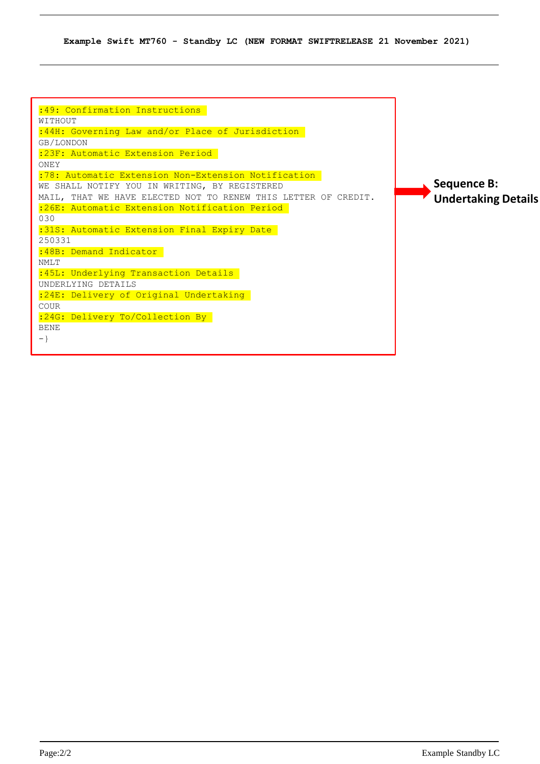**Example Swift MT760 - Standby LC (NEW FORMAT SWIFTRELEASE 21 November 2021)**

```
:49: Confirmation Instructions
WITHOUT
:44H: Governing Law and/or Place of Jurisdiction
GB/LONDON
:23F: Automatic Extension Period
ONEY
:78: Automatic Extension Non-Extension Notification
WE SHALL NOTIFY YOU IN WRITING, BY REGISTERED
MAIL, THAT WE HAVE ELECTED NOT TO RENEW THIS LETTER OF CREDIT.
:26E: Automatic Extension Notification Period
030
:31S: Automatic Extension Final Expiry Date
250331
:48B: Demand Indicator
NMLT
:45L: Underlying Transaction Details
UNDERLYING DETAILS
:24E: Delivery of Original Undertaking
COUR
:24G: Delivery To/Collection By
BENE
-}
```

**Sequence B: Undertaking Details**